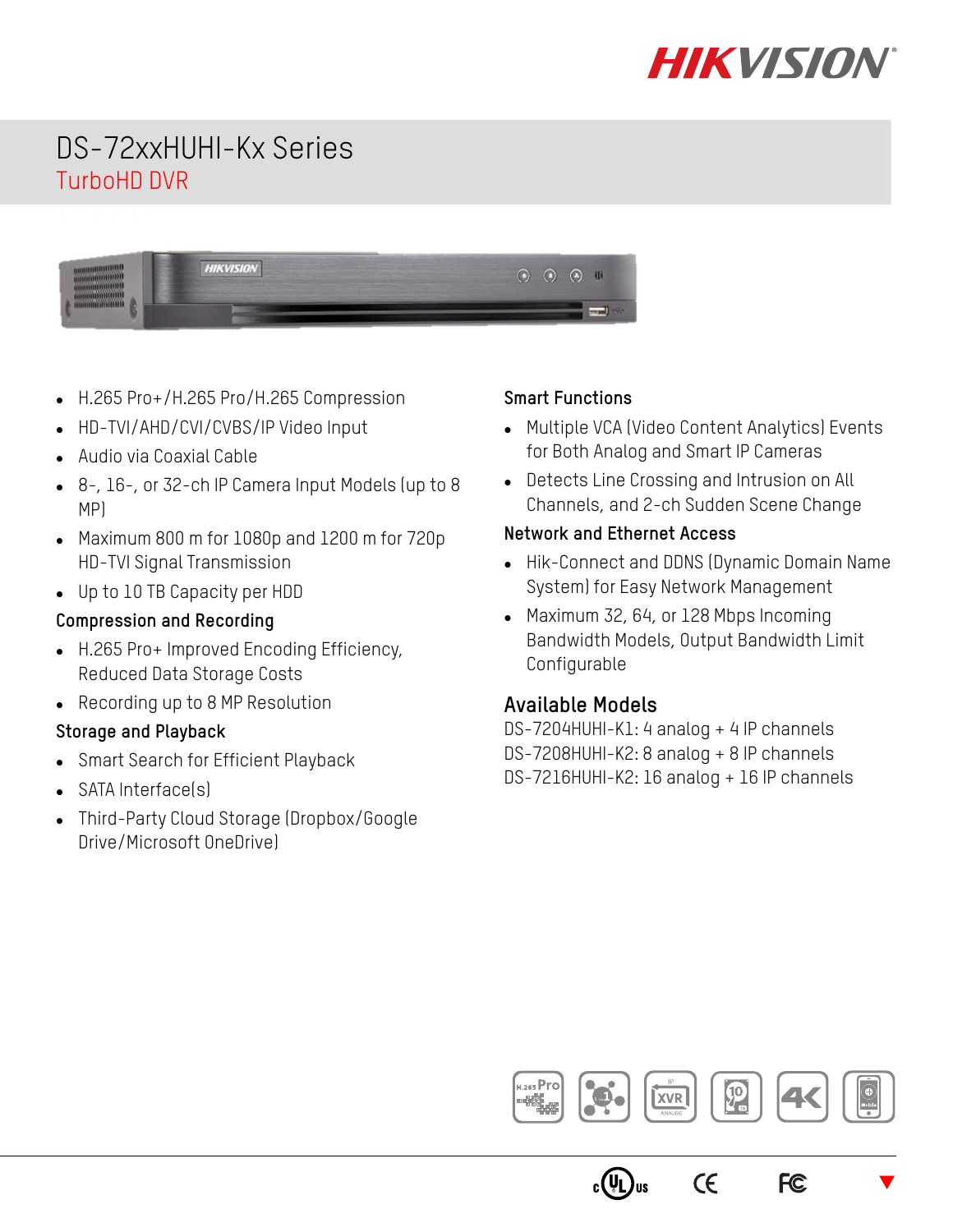# DS-72xxHUHI-Kx Series

## TurboHD DVR

- H.265 Pro+/H.265 Pro/H.265 Compression
- HD-TVI/AHD/CVI/CVBS/IP Video Input
- Audio via Coaxial Cable
- 8-, 16-, or 32-ch IP Camera Input Models (up to 8 MP)
- Maximum 800 m for 1080p and 1200 m for 720p HD-TVI Signal Transmission
- Up to 10 TB Capacity per HDD

### Compression and Recording

- H.265 Pro+ Improved Encoding Efficiency, Reduced Data Storage Costs
- Recording up to 8 MP Resolution

### Storage and Playback

- Smart Search for Efficient Playback
- SATA Interface(s)
- Third-Party Cloud Storage (Dropbox/Google Drive/Microsoft OneDrive)

### Smart Functions

- Multiple VCA (Video Content Analytics) Events for Both Analog and Smart IP Cameras
- Detects Line Crossing and Intrusion on All Channels, and 2-ch Sudden Scene Change

### Network and Ethernet Access

- Hik-Connect and DDNS (Dynamic Domain Name System) for Easy Network Management
- Maximum 32, 64, or 128 Mbps Incoming Bandwidth Models, Output Bandwidth Limit Configurable

## Available Models

DS-7204HUHI-K1: 4 analog + 4 IP channels
DS-7208HUHI-K2: 8 analog + 8 IP channels
DS-7216HUHI-K2: 16 analog + 16 IP channels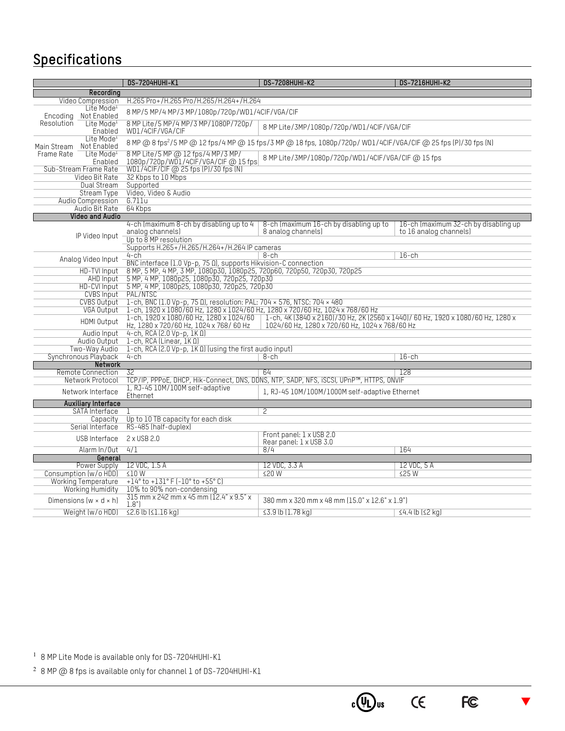## Specifications

| | DS-7204HUHI-K1 | DS-7208HUHI-K2 | DS-7216HUHI-K2 |
|---|---|---|---|
| **Recording** | | | |
| Video Compression | H.265 Pro+/H.265 Pro/H.265/H.264+/H.264 | | |
| Encoding Resolution — Lite Mode[1] Not Enabled | 8 MP/5 MP/4 MP/3 MP/1080p/720p/WD1/4CIF/VGA/CIF | | |
| Encoding Resolution — Lite Mode[1] Enabled | 8 MP Lite/5 MP/4 MP/3 MP/1080P/720p/WD1/4CIF/VGA/CIF | 8 MP Lite/3MP/1080p/720p/WD1/4CIF/VGA/CIF | |
| Main Stream Frame Rate — Lite Mode[1] Not Enabled | 8 MP @ 8 fps[2]/5 MP @ 12 fps/4 MP @ 15 fps/3 MP @ 18 fps, 1080p/720p/ WD1/4CIF/VGA/CIF @ 25 fps (P)/30 fps (N) | | |
| Main Stream Frame Rate — Lite Mode[1] Enabled | 8 MP Lite/5 MP @ 12 fps/4 MP/3 MP/ 1080p/720p/WD1/4CIF/VGA/CIF @ 15 fps | 8 MP Lite/3MP/1080p/720p/WD1/4CIF/VGA/CIF @ 15 fps | |
| Sub-Stream Frame Rate | WD1/4CIF/CIF @ 25 fps (P)/30 fps (N) | | |
| Video Bit Rate | 32 Kbps to 10 Mbps | | |
| Dual Stream | Supported | | |
| Stream Type | Video, Video & Audio | | |
| Audio Compression | G.711u | | |
| Audio Bit Rate | 64 Kbps | | |
| **Video and Audio** | | | |
| IP Video Input | 4-ch (maximum 8-ch by disabling up to 4 analog channels) | 8-ch (maximum 16-ch by disabling up to 8 analog channels) | 16-ch (maximum 32-ch by disabling up to 16 analog channels) |
| | Up to 8 MP resolution | | |
| | Supports H.265+/H.265/H.264+/H.264 IP cameras | | |
| Analog Video Input | 4-ch | 8-ch | 16-ch |
| | BNC interface (1.0 Vp-p, 75 Ω), supports Hikvision-C connection | | |
| HD-TVI Input | 8 MP, 5 MP, 4 MP, 3 MP, 1080p30, 1080p25, 720p60, 720p50, 720p30, 720p25 | | |
| AHD Input | 5 MP, 4 MP, 1080p25, 1080p30, 720p25, 720p30 | | |
| HD-CVI Input | 5 MP, 4 MP, 1080p25, 1080p30, 720p25, 720p30 | | |
| CVBS Input | PAL/NTSC | | |
| CVBS Output | 1-ch, BNC (1.0 Vp-p, 75 Ω), resolution: PAL: 704 × 576, NTSC: 704 × 480 | | |
| VGA Output | 1-ch, 1920 x 1080/60 Hz, 1280 x 1024/60 Hz, 1280 x 720/60 Hz, 1024 x 768/60 Hz | | |
| HDMI Output | 1-ch, 1920 x 1080/60 Hz, 1280 x 1024/60 Hz, 1280 x 720/60 Hz, 1024 x 768/ 60 Hz | 1-ch, 4K (3840 x 2160)/30 Hz, 2K (2560 x 1440)/ 60 Hz, 1920 x 1080/60 Hz, 1280 x 1024/60 Hz, 1280 x 720/60 Hz, 1024 x 768/60 Hz | |
| Audio Input | 4-ch, RCA (2.0 Vp-p, 1K Ω) | | |
| Audio Output | 1-ch, RCA (Linear, 1K Ω) | | |
| Two-Way Audio | 1-ch, RCA (2.0 Vp-p, 1K Ω) (using the first audio input) | | |
| Synchronous Playback | 4-ch | 8-ch | 16-ch |
| **Network** | | | |
| Remote Connection | 32 | 64 | 128 |
| Network Protocol | TCP/IP, PPPoE, DHCP, Hik-Connect, DNS, DDNS, NTP, SADP, NFS, iSCSI, UPnP™, HTTPS, ONVIF | | |
| Network Interface | 1, RJ-45 10M/100M self-adaptive Ethernet | 1, RJ-45 10M/100M/1000M self-adaptive Ethernet | |
| **Auxiliary Interface** | | | |
| SATA Interface | 1 | 2 | |
| Capacity | Up to 10 TB capacity for each disk | | |
| Serial Interface | RS-485 (half-duplex) | | |
| USB Interface | 2 x USB 2.0 | Front panel: 1 x USB 2.0<br>Rear panel: 1 x USB 3.0 | |
| Alarm In/Out | 4/1 | 8/4 | 164 |
| **General** | | | |
| Power Supply | 12 VDC, 1.5 A | 12 VDC, 3.3 A | 12 VDC, 5 A |
| Consumption (w/o HDD) | ≤10 W | ≤20 W | ≤25 W |
| Working Temperature | +14° to +131° F (-10° to +55° C) | | |
| Working Humidity | 10% to 90% non-condensing | | |
| Dimensions (w × d × h) | 315 mm x 242 mm x 45 mm (12.4" x 9.5" x 1.8") | 380 mm x 320 mm x 48 mm (15.0" x 12.6" x 1.9") | |
| Weight (w/o HDD) | ≤2.6 lb (≤1.16 kg) | ≤3.9 lb (1.78 kg) | ≤4.4 lb (≤2 kg) |

[1] 8 MP Lite Mode is available only for DS-7204HUHI-K1

[2] 8 MP @ 8 fps is available only for channel 1 of DS-7204HUHI-K1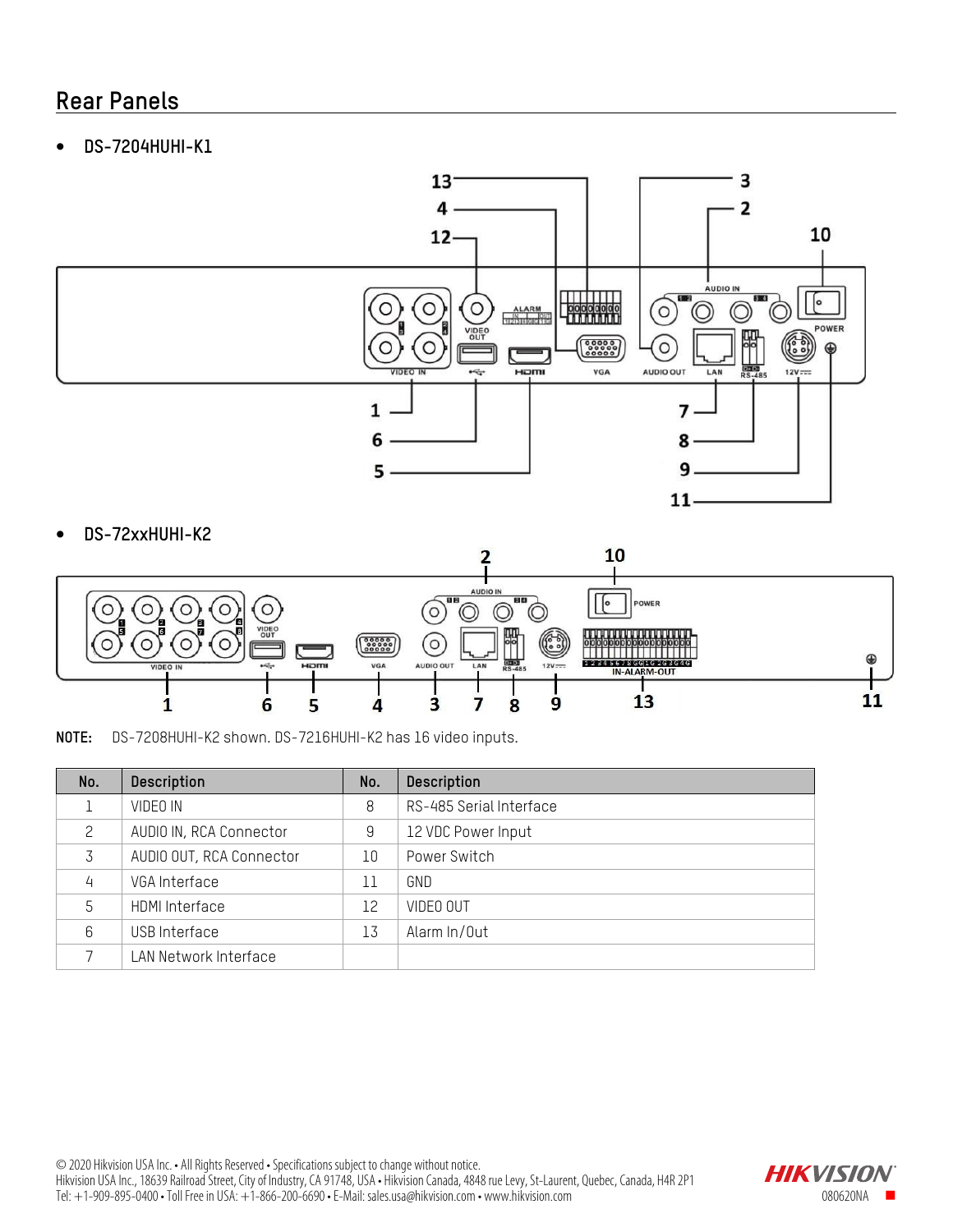## Rear Panels

- **DS-7204HUHI-K1**

- **DS-72xxHUHI-K2**

**NOTE:** DS-7208HUHI-K2 shown. DS-7216HUHI-K2 has 16 video inputs.

| No. | Description | No. | Description |
|---|---|---|---|
| 1 | VIDEO IN | 8 | RS-485 Serial Interface |
| 2 | AUDIO IN, RCA Connector | 9 | 12 VDC Power Input |
| 3 | AUDIO OUT, RCA Connector | 10 | Power Switch |
| 4 | VGA Interface | 11 | GND |
| 5 | HDMI Interface | 12 | VIDEO OUT |
| 6 | USB Interface | 13 | Alarm In/Out |
| 7 | LAN Network Interface | | |

© 2020 Hikvision USA Inc. • All Rights Reserved • Specifications subject to change without notice.
Hikvision USA Inc., 18639 Railroad Street, City of Industry, CA 91748, USA • Hikvision Canada, 4848 rue Levy, St-Laurent, Quebec, Canada, H4R 2P1
Tel: +1-909-895-0400 • Toll Free in USA: +1-866-200-6690 • E-Mail: sales.usa@hikvision.com • www.hikvision.com

HIKVISION
080620NA